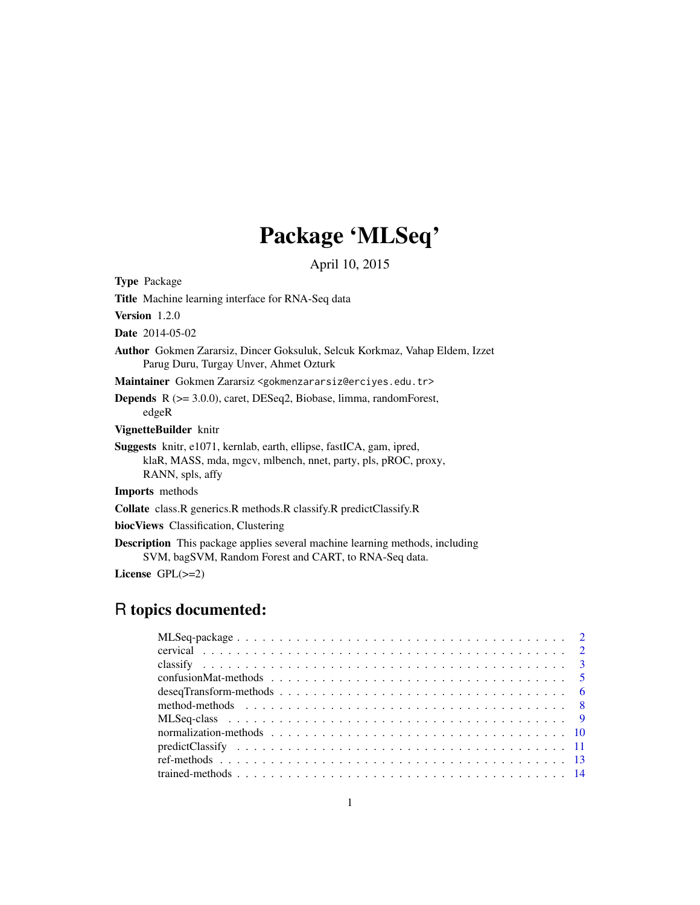# Package 'MLSeq'

April 10, 2015

**Type** Package

**Title** Machine learning interface for RNA-Seq data

**Version** 1.2.0

**Date** 2014-05-02

**Author** Gokmen Zararsiz, Dincer Goksuluk, Selcuk Korkmaz, Vahap Eldem, Izzet Parug Duru, Turgay Unver, Ahmet Ozturk

**Maintainer** Gokmen Zararsiz <gokmenzararsiz@erciyes.edu.tr>

**Depends** R (>= 3.0.0), caret, DESeq2, Biobase, limma, randomForest, edgeR

**VignetteBuilder** knitr

**Suggests** knitr, e1071, kernlab, earth, ellipse, fastICA, gam, ipred, klaR, MASS, mda, mgcv, mlbench, nnet, party, pls, pROC, proxy, RANN, spls, affy

**Imports** methods

**Collate** class.R generics.R methods.R classify.R predictClassify.R

**biocViews** Classification, Clustering

**Description** This package applies several machine learning methods, including SVM, bagSVM, Random Forest and CART, to RNA-Seq data.

**License** GPL(>=2)

## R topics documented:

- MLSeq-package . . . . . . . . . . 2
- cervical . . . . . . . . . . 2
- classify . . . . . . . . . . 3
- confusionMat-methods . . . . . . . . . . 5
- deseqTransform-methods . . . . . . . . . . 6
- method-methods . . . . . . . . . . 8
- MLSeq-class . . . . . . . . . . 9
- normalization-methods . . . . . . . . . . 10
- predictClassify . . . . . . . . . . 11
- ref-methods . . . . . . . . . . 13
- trained-methods . . . . . . . . . . 14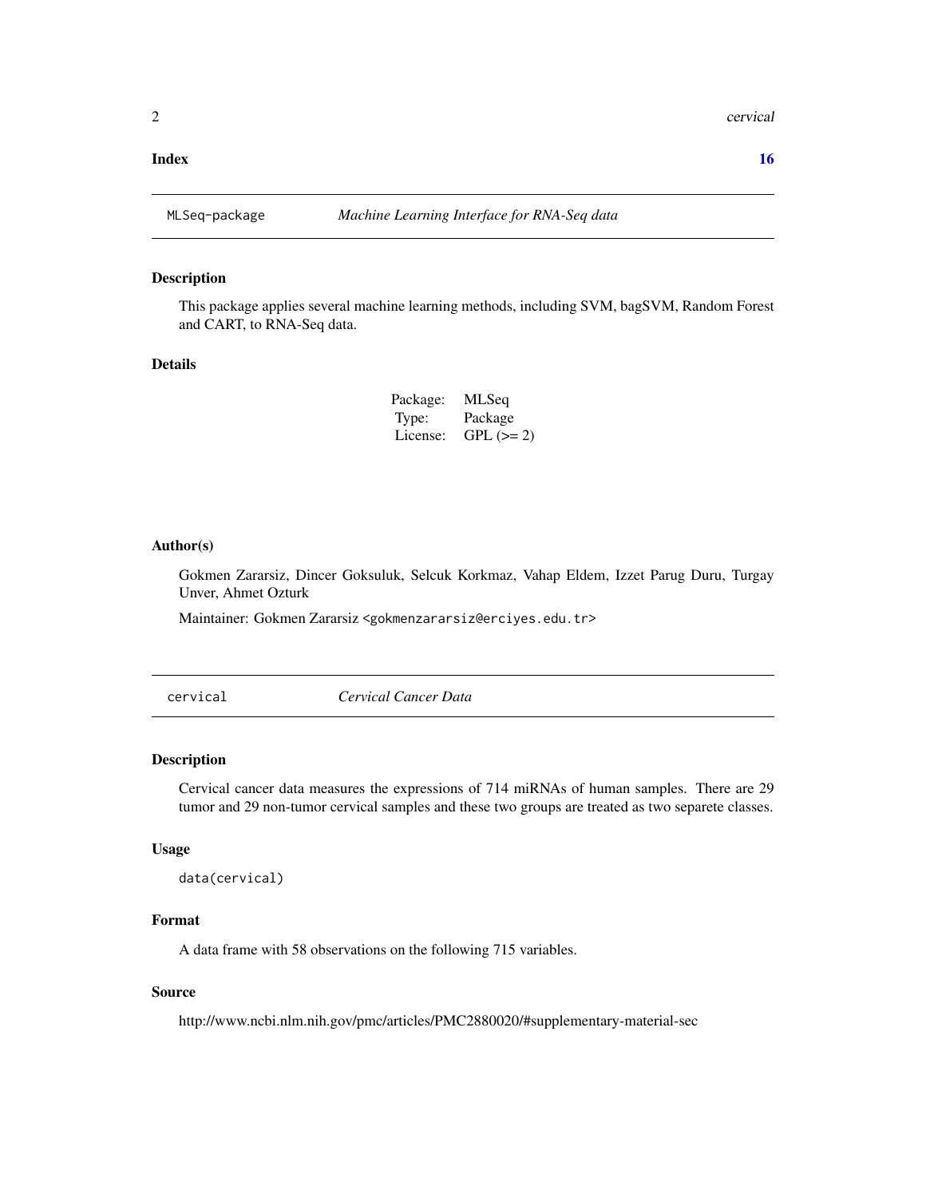**Index** **16**

---

## MLSeq-package — *Machine Learning Interface for RNA-Seq data*

### Description

This package applies several machine learning methods, including SVM, bagSVM, Random Forest and CART, to RNA-Seq data.

### Details

| | |
|---|---|
| Package: | MLSeq |
| Type: | Package |
| License: | GPL (>= 2) |

### Author(s)

Gokmen Zararsiz, Dincer Goksuluk, Selcuk Korkmaz, Vahap Eldem, Izzet Parug Duru, Turgay Unver, Ahmet Ozturk

Maintainer: Gokmen Zararsiz <gokmenzararsiz@erciyes.edu.tr>

---

## cervical — *Cervical Cancer Data*

### Description

Cervical cancer data measures the expressions of 714 miRNAs of human samples. There are 29 tumor and 29 non-tumor cervical samples and these two groups are treated as two separete classes.

### Usage

```
data(cervical)
```

### Format

A data frame with 58 observations on the following 715 variables.

### Source

http://www.ncbi.nlm.nih.gov/pmc/articles/PMC2880020/#supplementary-material-sec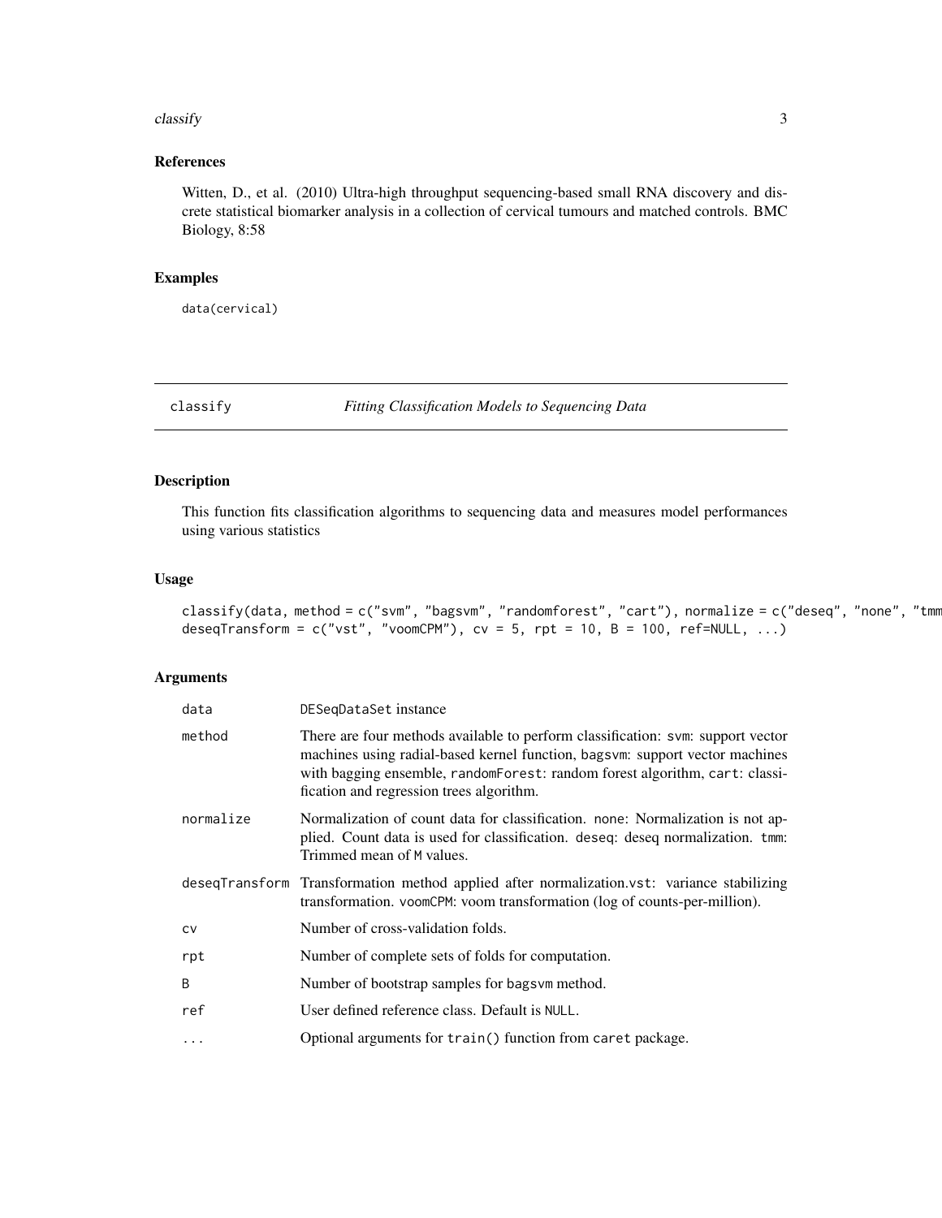## References

Witten, D., et al. (2010) Ultra-high throughput sequencing-based small RNA discovery and discrete statistical biomarker analysis in a collection of cervical tumours and matched controls. BMC Biology, 8:58

## Examples

```
data(cervical)
```

---

# classify — *Fitting Classification Models to Sequencing Data*

## Description

This function fits classification algorithms to sequencing data and measures model performances using various statistics

## Usage

```
classify(data, method = c("svm", "bagsvm", "randomforest", "cart"), normalize = c("deseq", "none", "tmm
deseqTransform = c("vst", "voomCPM"), cv = 5, rpt = 10, B = 100, ref=NULL, ...)
```

## Arguments

| | |
|---|---|
| data | DESeqDataSet instance |
| method | There are four methods available to perform classification: svm: support vector machines using radial-based kernel function, bagsvm: support vector machines with bagging ensemble, randomForest: random forest algorithm, cart: classification and regression trees algorithm. |
| normalize | Normalization of count data for classification. none: Normalization is not applied. Count data is used for classification. deseq: deseq normalization. tmm: Trimmed mean of M values. |
| deseqTransform | Transformation method applied after normalization.vst: variance stabilizing transformation. voomCPM: voom transformation (log of counts-per-million). |
| cv | Number of cross-validation folds. |
| rpt | Number of complete sets of folds for computation. |
| B | Number of bootstrap samples for bagsvm method. |
| ref | User defined reference class. Default is NULL. |
| ... | Optional arguments for train() function from caret package. |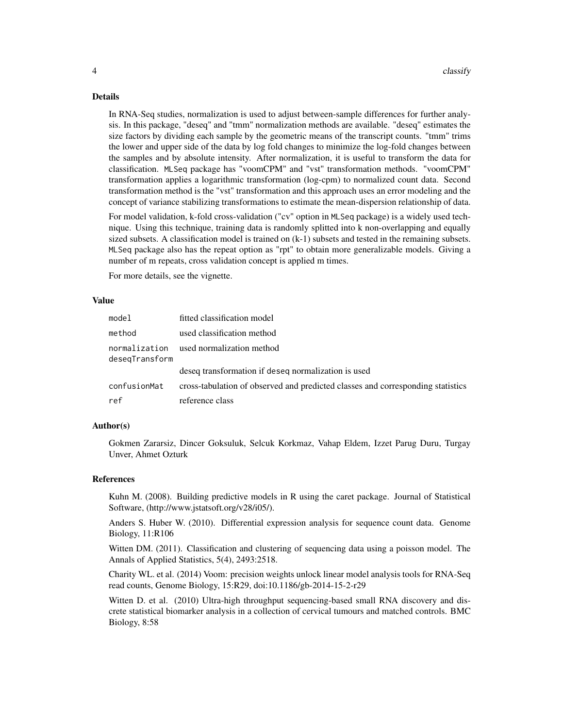## Details

In RNA-Seq studies, normalization is used to adjust between-sample differences for further analysis. In this package, "deseq" and "tmm" normalization methods are available. "deseq" estimates the size factors by dividing each sample by the geometric means of the transcript counts. "tmm" trims the lower and upper side of the data by log fold changes to minimize the log-fold changes between the samples and by absolute intensity. After normalization, it is useful to transform the data for classification. `MLSeq` package has "voomCPM" and "vst" transformation methods. "voomCPM" transformation applies a logarithmic transformation (log-cpm) to normalized count data. Second transformation method is the "vst" transformation and this approach uses an error modeling and the concept of variance stabilizing transformations to estimate the mean-dispersion relationship of data.

For model validation, k-fold cross-validation ("cv" option in `MLSeq` package) is a widely used technique. Using this technique, training data is randomly splitted into k non-overlapping and equally sized subsets. A classification model is trained on (k-1) subsets and tested in the remaining subsets. `MLSeq` package also has the repeat option as "rpt" to obtain more generalizable models. Giving a number of m repeats, cross validation concept is applied m times.

For more details, see the vignette.

## Value

| | |
|---|---|
| `model` | fitted classification model |
| `method` | used classification method |
| `normalization` | used normalization method |
| `deseqTransform` | deseq transformation if `deseq` normalization is used |
| `confusionMat` | cross-tabulation of observed and predicted classes and corresponding statistics |
| `ref` | reference class |

## Author(s)

Gokmen Zararsiz, Dincer Goksuluk, Selcuk Korkmaz, Vahap Eldem, Izzet Parug Duru, Turgay Unver, Ahmet Ozturk

## References

Kuhn M. (2008). Building predictive models in R using the caret package. Journal of Statistical Software, (http://www.jstatsoft.org/v28/i05/).

Anders S. Huber W. (2010). Differential expression analysis for sequence count data. Genome Biology, 11:R106

Witten DM. (2011). Classification and clustering of sequencing data using a poisson model. The Annals of Applied Statistics, 5(4), 2493:2518.

Charity WL. et al. (2014) Voom: precision weights unlock linear model analysis tools for RNA-Seq read counts, Genome Biology, 15:R29, doi:10.1186/gb-2014-15-2-r29

Witten D. et al. (2010) Ultra-high throughput sequencing-based small RNA discovery and discrete statistical biomarker analysis in a collection of cervical tumours and matched controls. BMC Biology, 8:58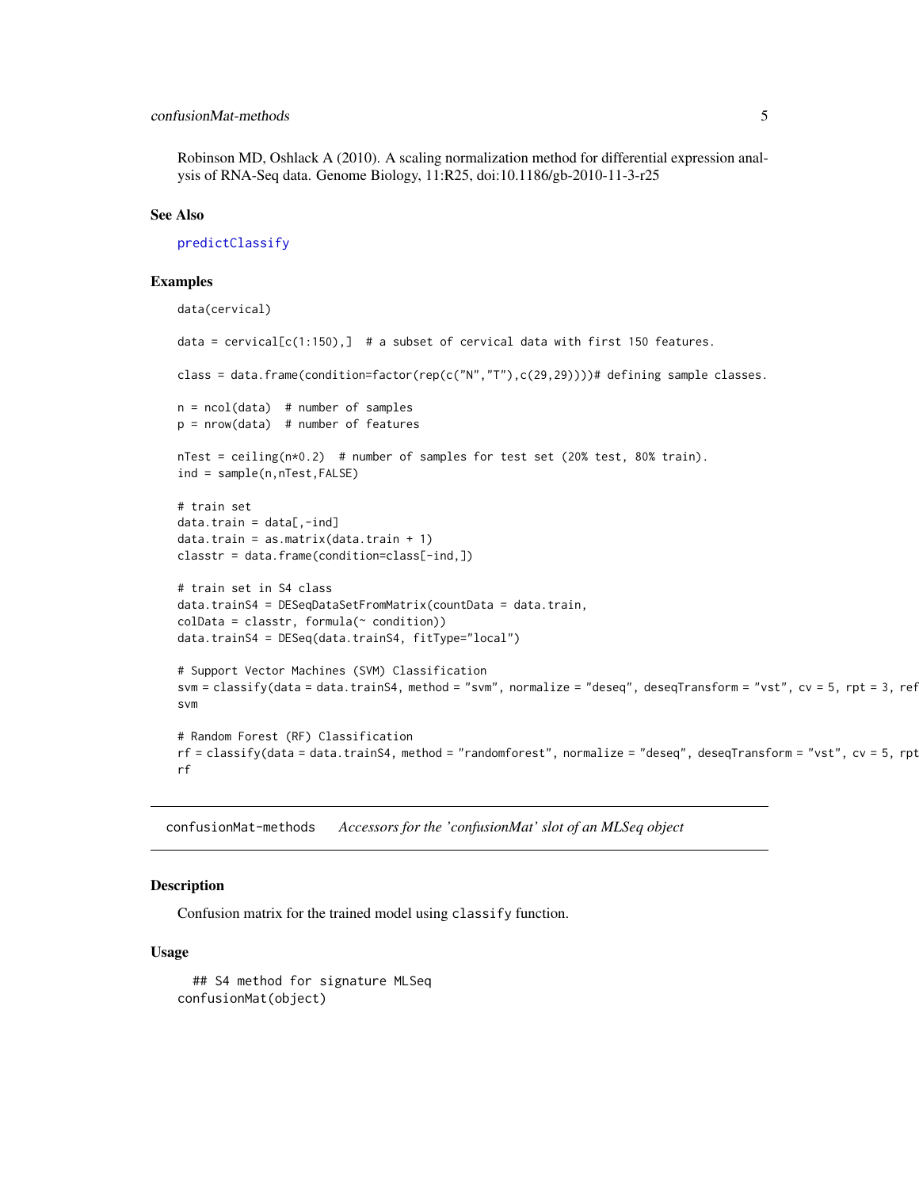Robinson MD, Oshlack A (2010). A scaling normalization method for differential expression analysis of RNA-Seq data. Genome Biology, 11:R25, doi:10.1186/gb-2010-11-3-r25

## See Also

predictClassify

## Examples

```
data(cervical)

data = cervical[c(1:150),]  # a subset of cervical data with first 150 features.

class = data.frame(condition=factor(rep(c("N","T"),c(29,29))))# defining sample classes.

n = ncol(data)  # number of samples
p = nrow(data)  # number of features

nTest = ceiling(n*0.2)  # number of samples for test set (20% test, 80% train).
ind = sample(n,nTest,FALSE)

# train set
data.train = data[,-ind]
data.train = as.matrix(data.train + 1)
classtr = data.frame(condition=class[-ind,])

# train set in S4 class
data.trainS4 = DESeqDataSetFromMatrix(countData = data.train,
colData = classtr, formula(~ condition))
data.trainS4 = DESeq(data.trainS4, fitType="local")

# Support Vector Machines (SVM) Classification
svm = classify(data = data.trainS4, method = "svm", normalize = "deseq", deseqTransform = "vst", cv = 5, rpt = 3, ref
svm

# Random Forest (RF) Classification
rf = classify(data = data.trainS4, method = "randomforest", normalize = "deseq", deseqTransform = "vst", cv = 5, rpt
rf
```

---

## confusionMat-methods *Accessors for the 'confusionMat' slot of an MLSeq object*

### Description

Confusion matrix for the trained model using `classify` function.

### Usage

```
  ## S4 method for signature MLSeq
confusionMat(object)
```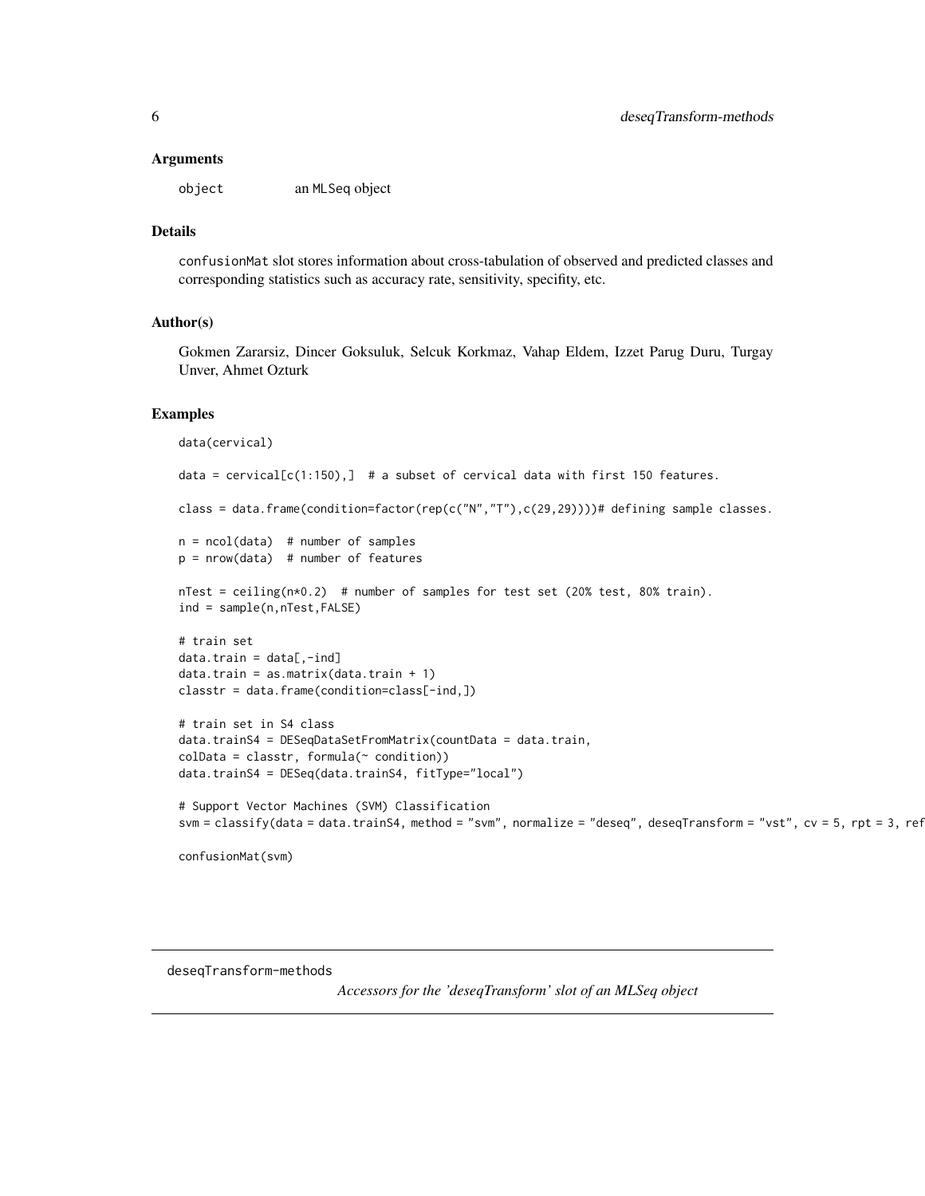### Arguments

object an MLSeq object

### Details

confusionMat slot stores information about cross-tabulation of observed and predicted classes and corresponding statistics such as accuracy rate, sensitivity, specifity, etc.

### Author(s)

Gokmen Zararsiz, Dincer Goksuluk, Selcuk Korkmaz, Vahap Eldem, Izzet Parug Duru, Turgay Unver, Ahmet Ozturk

### Examples

```
data(cervical)

data = cervical[c(1:150),]  # a subset of cervical data with first 150 features.

class = data.frame(condition=factor(rep(c("N","T"),c(29,29))))# defining sample classes.

n = ncol(data)  # number of samples
p = nrow(data)  # number of features

nTest = ceiling(n*0.2)  # number of samples for test set (20% test, 80% train).
ind = sample(n,nTest,FALSE)

# train set
data.train = data[,-ind]
data.train = as.matrix(data.train + 1)
classtr = data.frame(condition=class[-ind,])

# train set in S4 class
data.trainS4 = DESeqDataSetFromMatrix(countData = data.train,
colData = classtr, formula(~ condition))
data.trainS4 = DESeq(data.trainS4, fitType="local")

# Support Vector Machines (SVM) Classification
svm = classify(data = data.trainS4, method = "svm", normalize = "deseq", deseqTransform = "vst", cv = 5, rpt = 3, ref

confusionMat(svm)
```

---

deseqTransform-methods *Accessors for the 'deseqTransform' slot of an MLSeq object*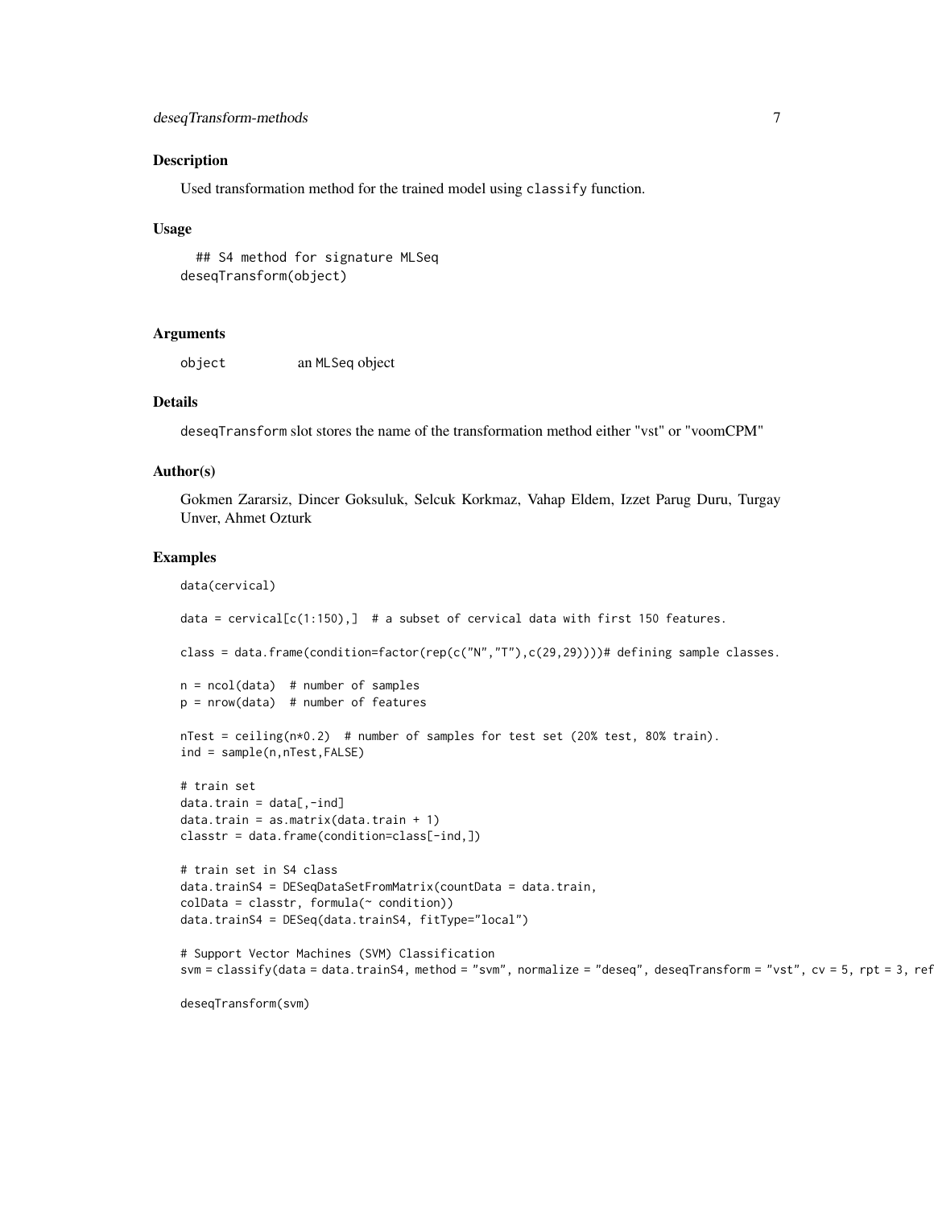## Description

Used transformation method for the trained model using `classify` function.

## Usage

```
  ## S4 method for signature MLSeq
deseqTransform(object)
```

## Arguments

object    an MLSeq object

## Details

deseqTransform slot stores the name of the transformation method either "vst" or "voomCPM"

## Author(s)

Gokmen Zararsiz, Dincer Goksuluk, Selcuk Korkmaz, Vahap Eldem, Izzet Parug Duru, Turgay Unver, Ahmet Ozturk

## Examples

```
data(cervical)

data = cervical[c(1:150),]  # a subset of cervical data with first 150 features.

class = data.frame(condition=factor(rep(c("N","T"),c(29,29))))# defining sample classes.

n = ncol(data)  # number of samples
p = nrow(data)  # number of features

nTest = ceiling(n*0.2)  # number of samples for test set (20% test, 80% train).
ind = sample(n,nTest,FALSE)

# train set
data.train = data[,-ind]
data.train = as.matrix(data.train + 1)
classtr = data.frame(condition=class[-ind,])

# train set in S4 class
data.trainS4 = DESeqDataSetFromMatrix(countData = data.train,
colData = classtr, formula(~ condition))
data.trainS4 = DESeq(data.trainS4, fitType="local")

# Support Vector Machines (SVM) Classification
svm = classify(data = data.trainS4, method = "svm", normalize = "deseq", deseqTransform = "vst", cv = 5, rpt = 3, ref

deseqTransform(svm)
```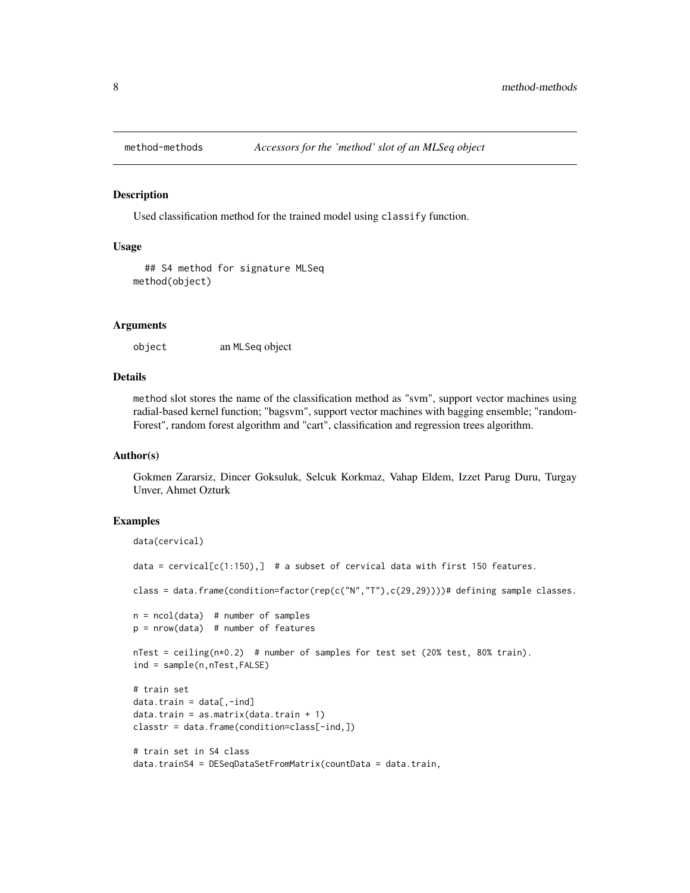method-methods *Accessors for the 'method' slot of an MLSeq object*

## Description

Used classification method for the trained model using `classify` function.

## Usage

```
## S4 method for signature MLSeq
method(object)
```

## Arguments

| | |
|---|---|
| object | an MLSeq object |

## Details

`method` slot stores the name of the classification method as "svm", support vector machines using radial-based kernel function; "bagsvm", support vector machines with bagging ensemble; "randomForest", random forest algorithm and "cart", classification and regression trees algorithm.

## Author(s)

Gokmen Zararsiz, Dincer Goksuluk, Selcuk Korkmaz, Vahap Eldem, Izzet Parug Duru, Turgay Unver, Ahmet Ozturk

## Examples

```
data(cervical)

data = cervical[c(1:150),]  # a subset of cervical data with first 150 features.

class = data.frame(condition=factor(rep(c("N","T"),c(29,29))))# defining sample classes.

n = ncol(data)  # number of samples
p = nrow(data)  # number of features

nTest = ceiling(n*0.2)  # number of samples for test set (20% test, 80% train).
ind = sample(n,nTest,FALSE)

# train set
data.train = data[,-ind]
data.train = as.matrix(data.train + 1)
classtr = data.frame(condition=class[-ind,])

# train set in S4 class
data.trainS4 = DESeqDataSetFromMatrix(countData = data.train,
```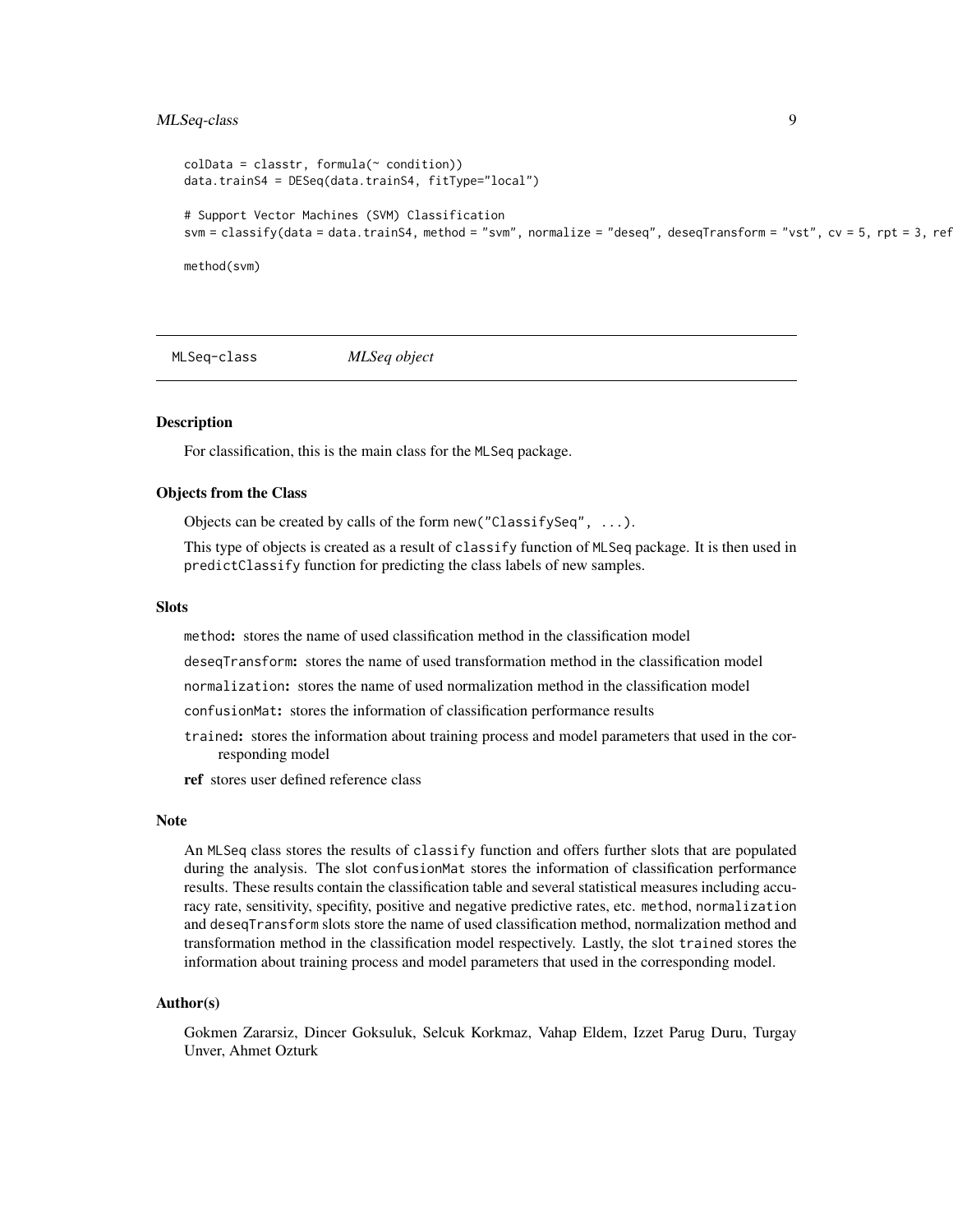```
colData = classtr, formula(~ condition))
data.trainS4 = DESeq(data.trainS4, fitType="local")

# Support Vector Machines (SVM) Classification
svm = classify(data = data.trainS4, method = "svm", normalize = "deseq", deseqTransform = "vst", cv = 5, rpt = 3, ref

method(svm)
```

## MLSeq-class *MLSeq object*

### Description

For classification, this is the main class for the MLSeq package.

### Objects from the Class

Objects can be created by calls of the form `new("ClassifySeq", ...)`.

This type of objects is created as a result of `classify` function of MLSeq package. It is then used in `predictClassify` function for predicting the class labels of new samples.

### Slots

- `method`**:** stores the name of used classification method in the classification model
- `deseqTransform`**:** stores the name of used transformation method in the classification model
- `normalization`**:** stores the name of used normalization method in the classification model
- `confusionMat`**:** stores the information of classification performance results
- `trained`**:** stores the information about training process and model parameters that used in the corresponding model
- **ref** stores user defined reference class

### Note

An MLSeq class stores the results of `classify` function and offers further slots that are populated during the analysis. The slot `confusionMat` stores the information of classification performance results. These results contain the classification table and several statistical measures including accuracy rate, sensitivity, specifity, positive and negative predictive rates, etc. `method`, `normalization` and `deseqTransform` slots store the name of used classification method, normalization method and transformation method in the classification model respectively. Lastly, the slot `trained` stores the information about training process and model parameters that used in the corresponding model.

### Author(s)

Gokmen Zararsiz, Dincer Goksuluk, Selcuk Korkmaz, Vahap Eldem, Izzet Parug Duru, Turgay Unver, Ahmet Ozturk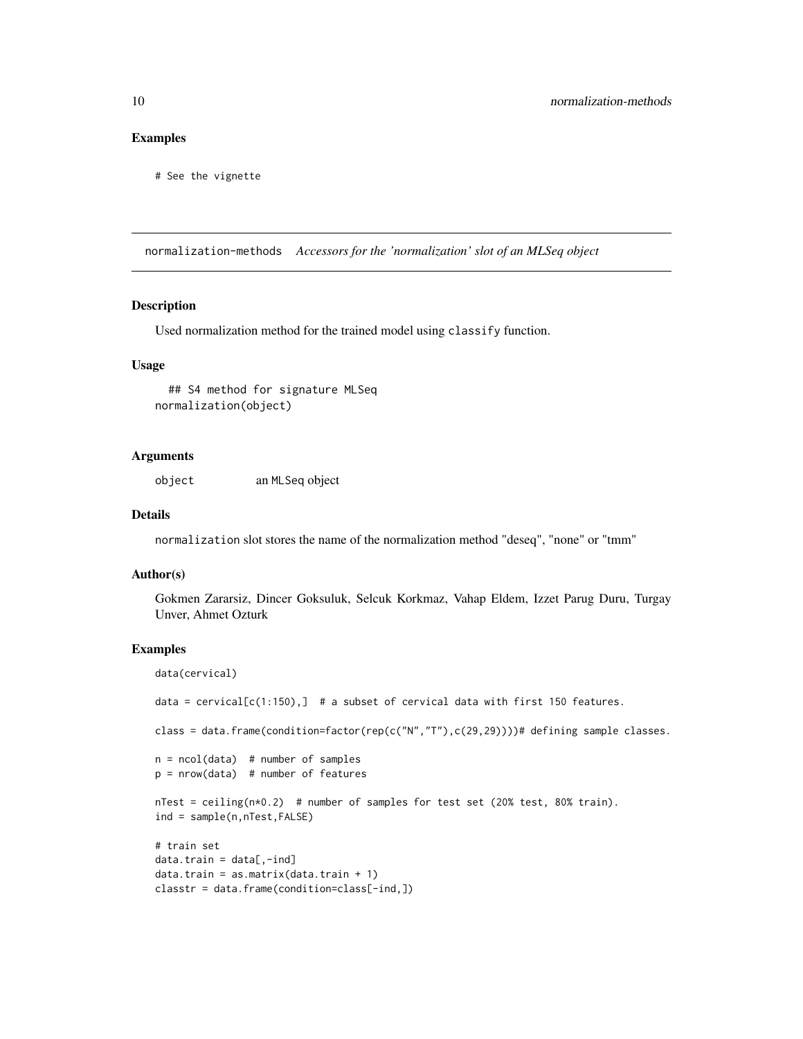## Examples

```
# See the vignette
```

---

## normalization-methods *Accessors for the 'normalization' slot of an MLSeq object*

### Description

Used normalization method for the trained model using `classify` function.

### Usage

```
## S4 method for signature MLSeq
normalization(object)
```

### Arguments

| | |
|---|---|
| `object` | an `MLSeq` object |

### Details

`normalization` slot stores the name of the normalization method "deseq", "none" or "tmm"

### Author(s)

Gokmen Zararsiz, Dincer Goksuluk, Selcuk Korkmaz, Vahap Eldem, Izzet Parug Duru, Turgay Unver, Ahmet Ozturk

### Examples

```
data(cervical)

data = cervical[c(1:150),]  # a subset of cervical data with first 150 features.

class = data.frame(condition=factor(rep(c("N","T"),c(29,29))))# defining sample classes.

n = ncol(data)  # number of samples
p = nrow(data)  # number of features

nTest = ceiling(n*0.2)  # number of samples for test set (20% test, 80% train).
ind = sample(n,nTest,FALSE)

# train set
data.train = data[,-ind]
data.train = as.matrix(data.train + 1)
classtr = data.frame(condition=class[-ind,])
```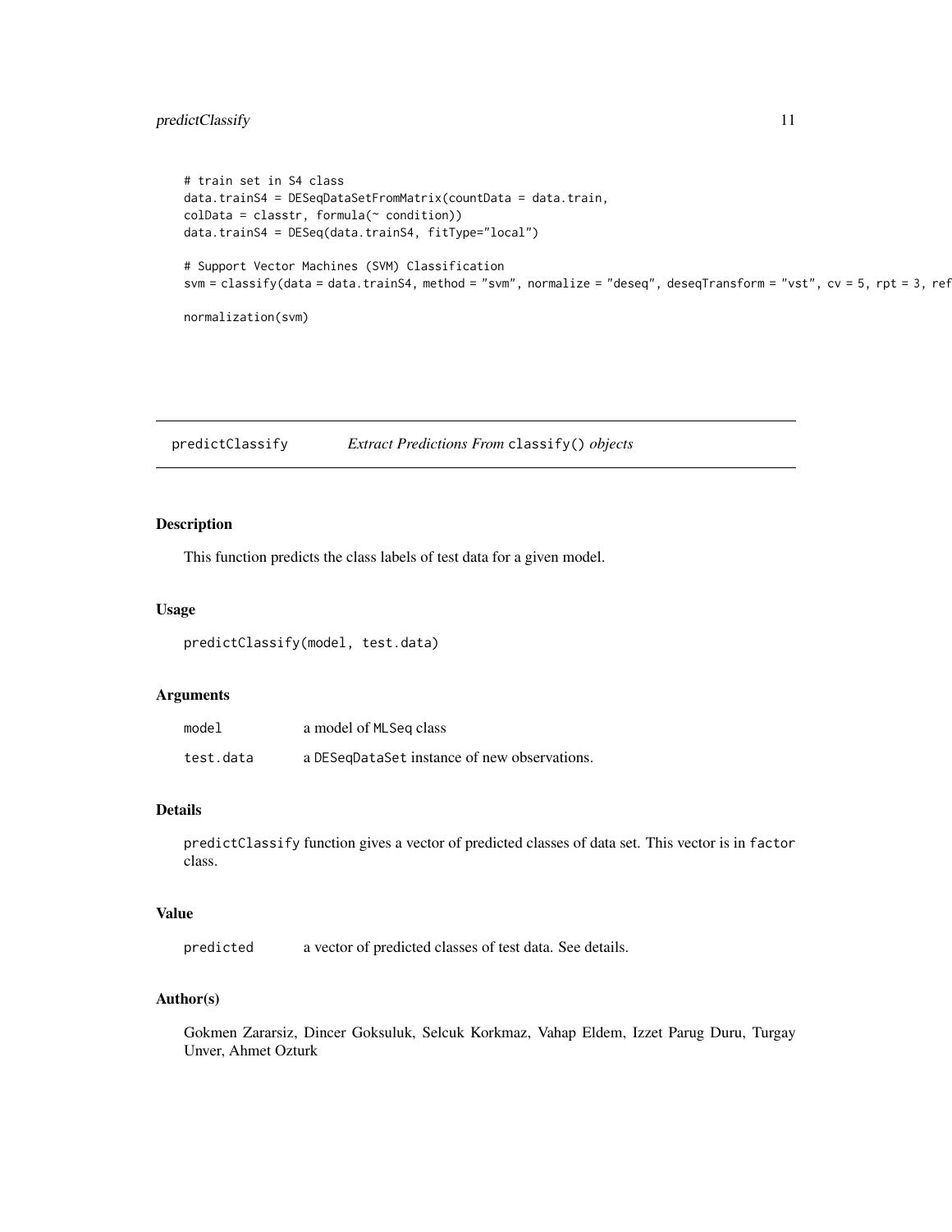```
# train set in S4 class
data.trainS4 = DESeqDataSetFromMatrix(countData = data.train,
colData = classtr, formula(~ condition))
data.trainS4 = DESeq(data.trainS4, fitType="local")

# Support Vector Machines (SVM) Classification
svm = classify(data = data.trainS4, method = "svm", normalize = "deseq", deseqTransform = "vst", cv = 5, rpt = 3, ref

normalization(svm)
```

## predictClassify — *Extract Predictions From* `classify()` *objects*

### Description

This function predicts the class labels of test data for a given model.

### Usage

```
predictClassify(model, test.data)
```

### Arguments

| | |
|---|---|
| `model` | a model of `MLSeq` class |
| `test.data` | a `DESeqDataSet` instance of new observations. |

### Details

`predictClassify` function gives a vector of predicted classes of data set. This vector is in `factor` class.

### Value

| | |
|---|---|
| `predicted` | a vector of predicted classes of test data. See details. |

### Author(s)

Gokmen Zararsiz, Dincer Goksuluk, Selcuk Korkmaz, Vahap Eldem, Izzet Parug Duru, Turgay Unver, Ahmet Ozturk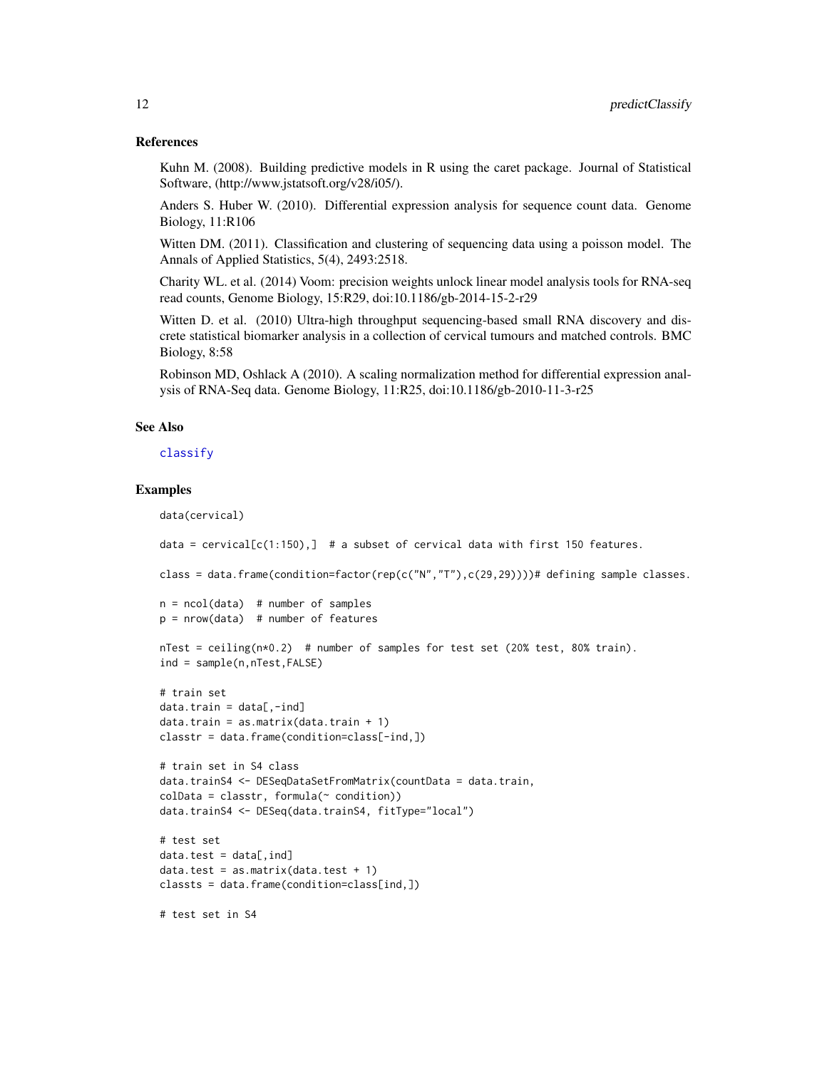## References

Kuhn M. (2008). Building predictive models in R using the caret package. Journal of Statistical Software, (http://www.jstatsoft.org/v28/i05/).

Anders S. Huber W. (2010). Differential expression analysis for sequence count data. Genome Biology, 11:R106

Witten DM. (2011). Classification and clustering of sequencing data using a poisson model. The Annals of Applied Statistics, 5(4), 2493:2518.

Charity WL. et al. (2014) Voom: precision weights unlock linear model analysis tools for RNA-seq read counts, Genome Biology, 15:R29, doi:10.1186/gb-2014-15-2-r29

Witten D. et al. (2010) Ultra-high throughput sequencing-based small RNA discovery and discrete statistical biomarker analysis in a collection of cervical tumours and matched controls. BMC Biology, 8:58

Robinson MD, Oshlack A (2010). A scaling normalization method for differential expression analysis of RNA-Seq data. Genome Biology, 11:R25, doi:10.1186/gb-2010-11-3-r25

## See Also

classify

## Examples

```
data(cervical)

data = cervical[c(1:150),]  # a subset of cervical data with first 150 features.

class = data.frame(condition=factor(rep(c("N","T"),c(29,29))))# defining sample classes.

n = ncol(data)  # number of samples
p = nrow(data)  # number of features

nTest = ceiling(n*0.2)  # number of samples for test set (20% test, 80% train).
ind = sample(n,nTest,FALSE)

# train set
data.train = data[,-ind]
data.train = as.matrix(data.train + 1)
classtr = data.frame(condition=class[-ind,])

# train set in S4 class
data.trainS4 <- DESeqDataSetFromMatrix(countData = data.train,
colData = classtr, formula(~ condition))
data.trainS4 <- DESeq(data.trainS4, fitType="local")

# test set
data.test = data[,ind]
data.test = as.matrix(data.test + 1)
classts = data.frame(condition=class[ind,])

# test set in S4
```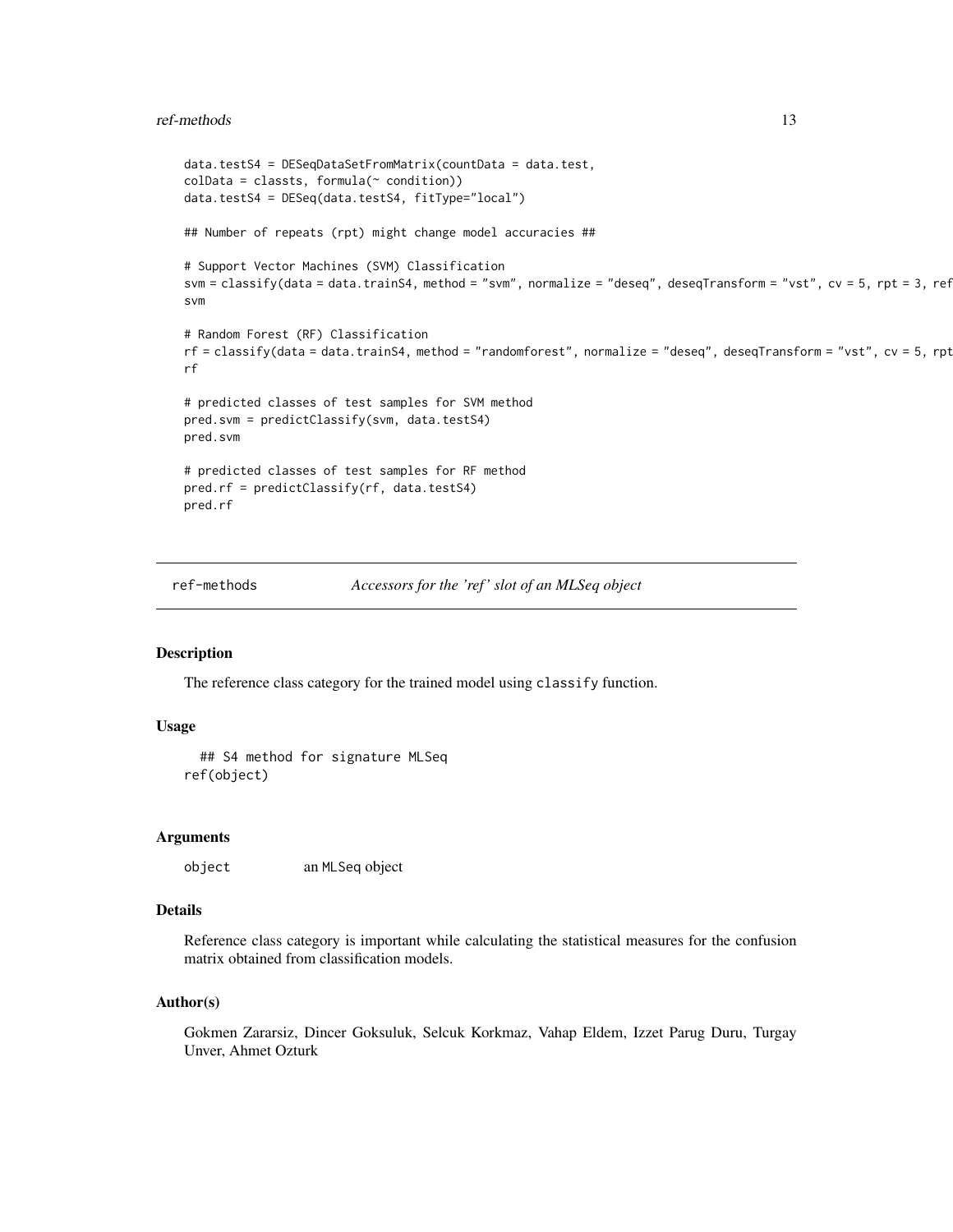```
data.testS4 = DESeqDataSetFromMatrix(countData = data.test,
colData = classts, formula(~ condition))
data.testS4 = DESeq(data.testS4, fitType="local")

## Number of repeats (rpt) might change model accuracies ##

# Support Vector Machines (SVM) Classification
svm = classify(data = data.trainS4, method = "svm", normalize = "deseq", deseqTransform = "vst", cv = 5, rpt = 3, ref
svm

# Random Forest (RF) Classification
rf = classify(data = data.trainS4, method = "randomforest", normalize = "deseq", deseqTransform = "vst", cv = 5, rpt
rf

# predicted classes of test samples for SVM method
pred.svm = predictClassify(svm, data.testS4)
pred.svm

# predicted classes of test samples for RF method
pred.rf = predictClassify(rf, data.testS4)
pred.rf
```

---

## ref-methods — *Accessors for the 'ref' slot of an MLSeq object*

---

### Description

The reference class category for the trained model using `classify` function.

### Usage

```
  ## S4 method for signature MLSeq
ref(object)
```

### Arguments

| | |
|---|---|
| `object` | an `MLSeq` object |

### Details

Reference class category is important while calculating the statistical measures for the confusion matrix obtained from classification models.

### Author(s)

Gokmen Zararsiz, Dincer Goksuluk, Selcuk Korkmaz, Vahap Eldem, Izzet Parug Duru, Turgay Unver, Ahmet Ozturk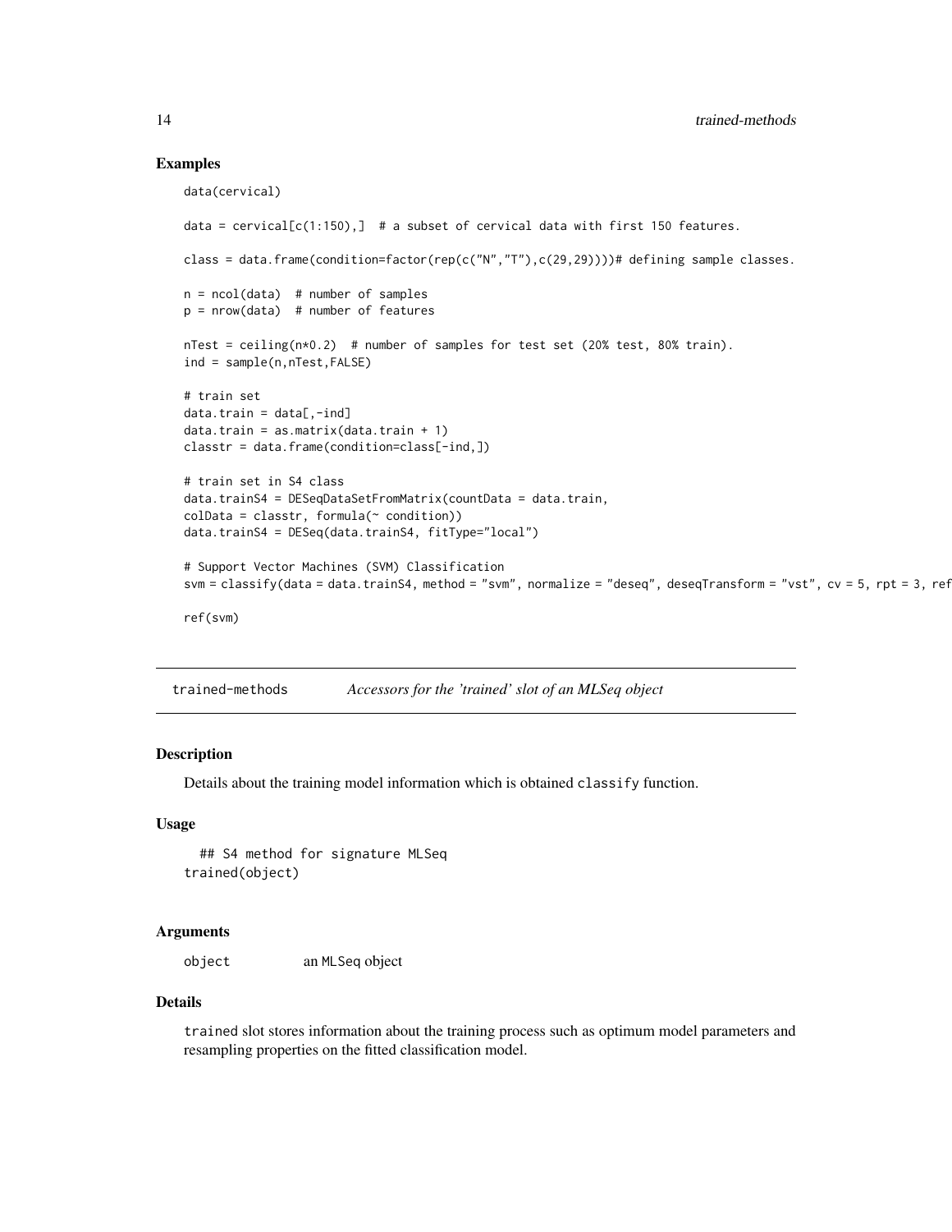## Examples

```
data(cervical)

data = cervical[c(1:150),]  # a subset of cervical data with first 150 features.

class = data.frame(condition=factor(rep(c("N","T"),c(29,29))))# defining sample classes.

n = ncol(data)  # number of samples
p = nrow(data)  # number of features

nTest = ceiling(n*0.2)  # number of samples for test set (20% test, 80% train).
ind = sample(n,nTest,FALSE)

# train set
data.train = data[,-ind]
data.train = as.matrix(data.train + 1)
classtr = data.frame(condition=class[-ind,])

# train set in S4 class
data.trainS4 = DESeqDataSetFromMatrix(countData = data.train,
colData = classtr, formula(~ condition))
data.trainS4 = DESeq(data.trainS4, fitType="local")

# Support Vector Machines (SVM) Classification
svm = classify(data = data.trainS4, method = "svm", normalize = "deseq", deseqTransform = "vst", cv = 5, rpt = 3, ref

ref(svm)
```

---

## trained-methods *Accessors for the 'trained' slot of an MLSeq object*

### Description

Details about the training model information which is obtained `classify` function.

### Usage

```
  ## S4 method for signature MLSeq
trained(object)
```

### Arguments

| | |
|---|---|
| object | an MLSeq object |

### Details

`trained` slot stores information about the training process such as optimum model parameters and resampling properties on the fitted classification model.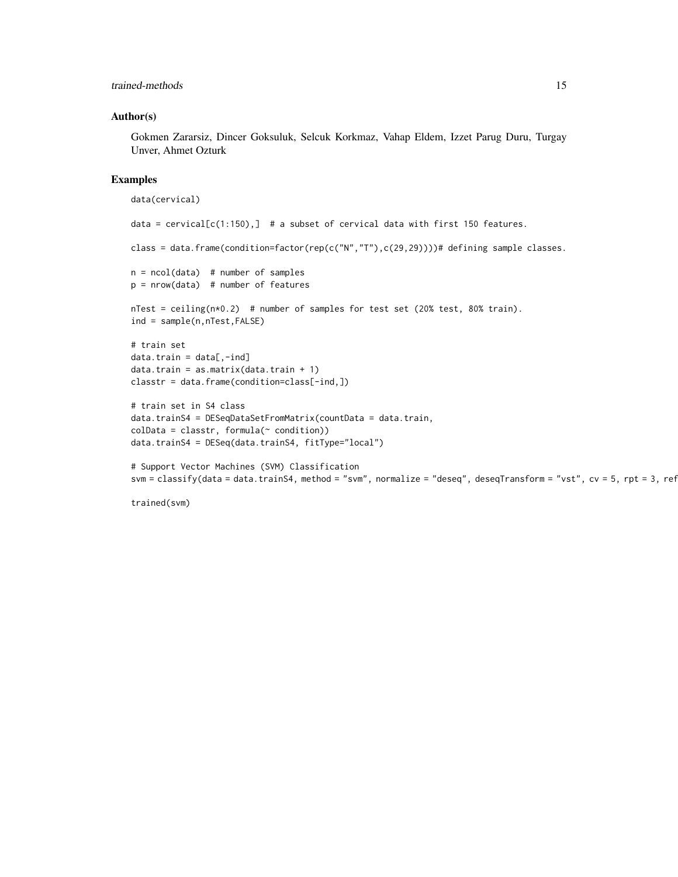## Author(s)

Gokmen Zararsiz, Dincer Goksuluk, Selcuk Korkmaz, Vahap Eldem, Izzet Parug Duru, Turgay Unver, Ahmet Ozturk

## Examples

```
data(cervical)

data = cervical[c(1:150),]  # a subset of cervical data with first 150 features.

class = data.frame(condition=factor(rep(c("N","T"),c(29,29))))# defining sample classes.

n = ncol(data)  # number of samples
p = nrow(data)  # number of features

nTest = ceiling(n*0.2)  # number of samples for test set (20% test, 80% train).
ind = sample(n,nTest,FALSE)

# train set
data.train = data[,-ind]
data.train = as.matrix(data.train + 1)
classtr = data.frame(condition=class[-ind,])

# train set in S4 class
data.trainS4 = DESeqDataSetFromMatrix(countData = data.train,
colData = classtr, formula(~ condition))
data.trainS4 = DESeq(data.trainS4, fitType="local")

# Support Vector Machines (SVM) Classification
svm = classify(data = data.trainS4, method = "svm", normalize = "deseq", deseqTransform = "vst", cv = 5, rpt = 3, ref

trained(svm)
```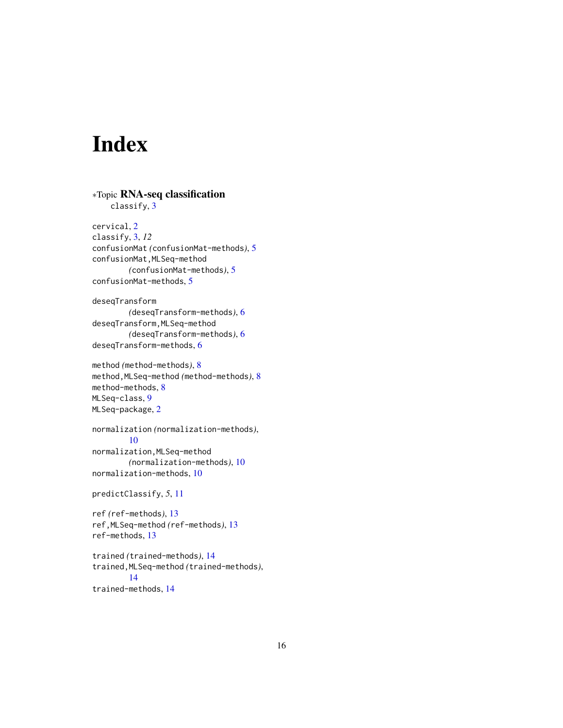# Index

∗Topic **RNA-seq classification**
  classify, 3

cervical, 2
classify, 3, *12*
confusionMat *(*confusionMat-methods*)*, 5
confusionMat,MLSeq-method
    *(*confusionMat-methods*)*, 5
confusionMat-methods, 5

deseqTransform
    *(*deseqTransform-methods*)*, 6
deseqTransform,MLSeq-method
    *(*deseqTransform-methods*)*, 6
deseqTransform-methods, 6

method *(*method-methods*)*, 8
method,MLSeq-method *(*method-methods*)*, 8
method-methods, 8
MLSeq-class, 9
MLSeq-package, 2

normalization *(*normalization-methods*)*,
    10
normalization,MLSeq-method
    *(*normalization-methods*)*, 10
normalization-methods, 10

predictClassify, *5*, 11

ref *(*ref-methods*)*, 13
ref,MLSeq-method *(*ref-methods*)*, 13
ref-methods, 13

trained *(*trained-methods*)*, 14
trained,MLSeq-method *(*trained-methods*)*,
    14
trained-methods, 14